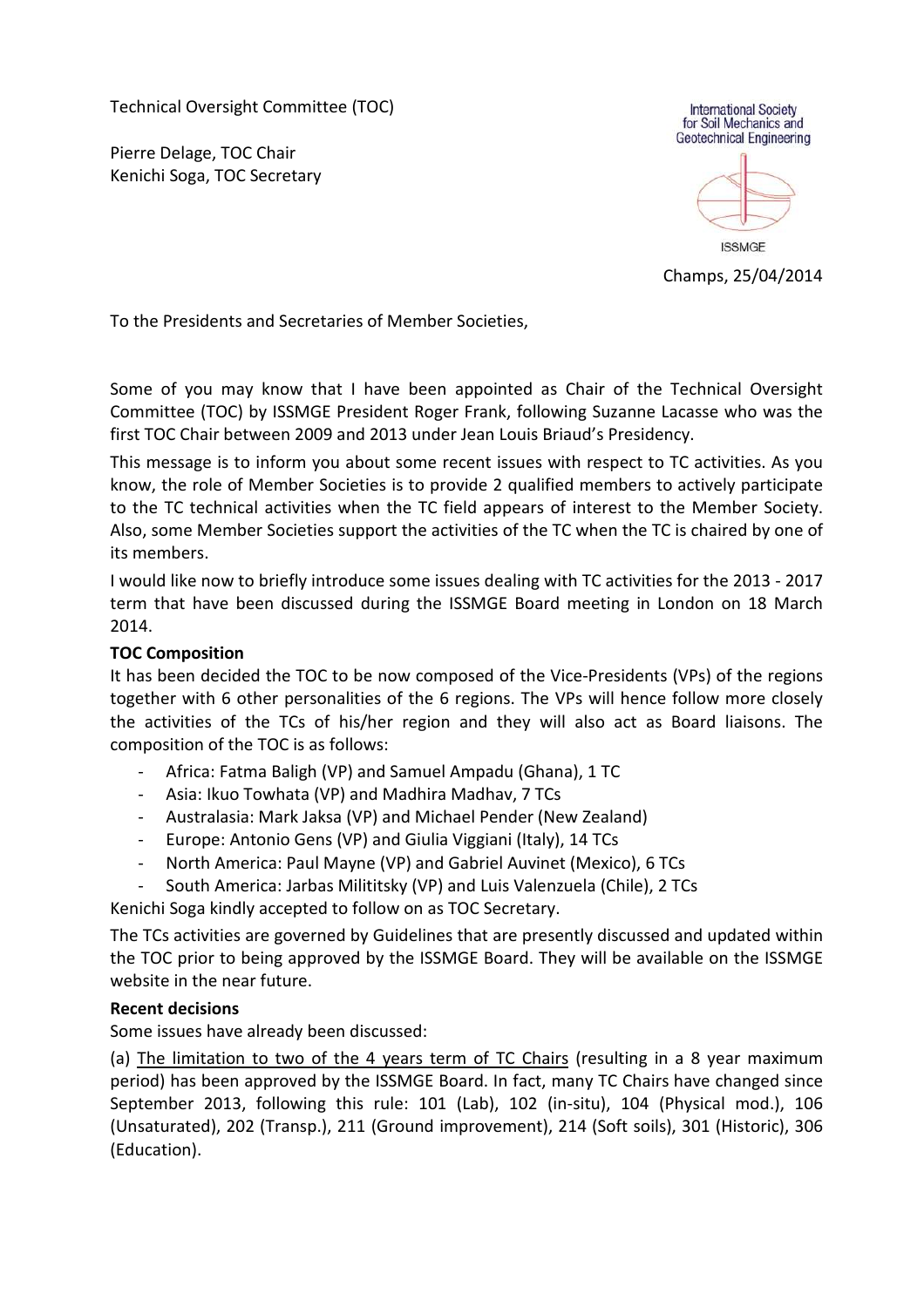Technical Oversight Committee (TOC)

Pierre Delage, TOC Chair
Kenichi Soga, TOC Secretary

International Society for Soil Mechanics and Geotechnical Engineering

ISSMGE

Champs, 25/04/2014

To the Presidents and Secretaries of Member Societies,

Some of you may know that I have been appointed as Chair of the Technical Oversight Committee (TOC) by ISSMGE President Roger Frank, following Suzanne Lacasse who was the first TOC Chair between 2009 and 2013 under Jean Louis Briaud's Presidency.

This message is to inform you about some recent issues with respect to TC activities. As you know, the role of Member Societies is to provide 2 qualified members to actively participate to the TC technical activities when the TC field appears of interest to the Member Society. Also, some Member Societies support the activities of the TC when the TC is chaired by one of its members.

I would like now to briefly introduce some issues dealing with TC activities for the 2013 - 2017 term that have been discussed during the ISSMGE Board meeting in London on 18 March 2014.

**TOC Composition**

It has been decided the TOC to be now composed of the Vice-Presidents (VPs) of the regions together with 6 other personalities of the 6 regions. The VPs will hence follow more closely the activities of the TCs of his/her region and they will also act as Board liaisons. The composition of the TOC is as follows:

- Africa: Fatma Baligh (VP) and Samuel Ampadu (Ghana), 1 TC
- Asia: Ikuo Towhata (VP) and Madhira Madhav, 7 TCs
- Australasia: Mark Jaksa (VP) and Michael Pender (New Zealand)
- Europe: Antonio Gens (VP) and Giulia Viggiani (Italy), 14 TCs
- North America: Paul Mayne (VP) and Gabriel Auvinet (Mexico), 6 TCs
- South America: Jarbas Milititsky (VP) and Luis Valenzuela (Chile), 2 TCs

Kenichi Soga kindly accepted to follow on as TOC Secretary.

The TCs activities are governed by Guidelines that are presently discussed and updated within the TOC prior to being approved by the ISSMGE Board. They will be available on the ISSMGE website in the near future.

**Recent decisions**

Some issues have already been discussed:

(a) <u>The limitation to two of the 4 years term of TC Chairs</u> (resulting in a 8 year maximum period) has been approved by the ISSMGE Board. In fact, many TC Chairs have changed since September 2013, following this rule: 101 (Lab), 102 (in-situ), 104 (Physical mod.), 106 (Unsaturated), 202 (Transp.), 211 (Ground improvement), 214 (Soft soils), 301 (Historic), 306 (Education).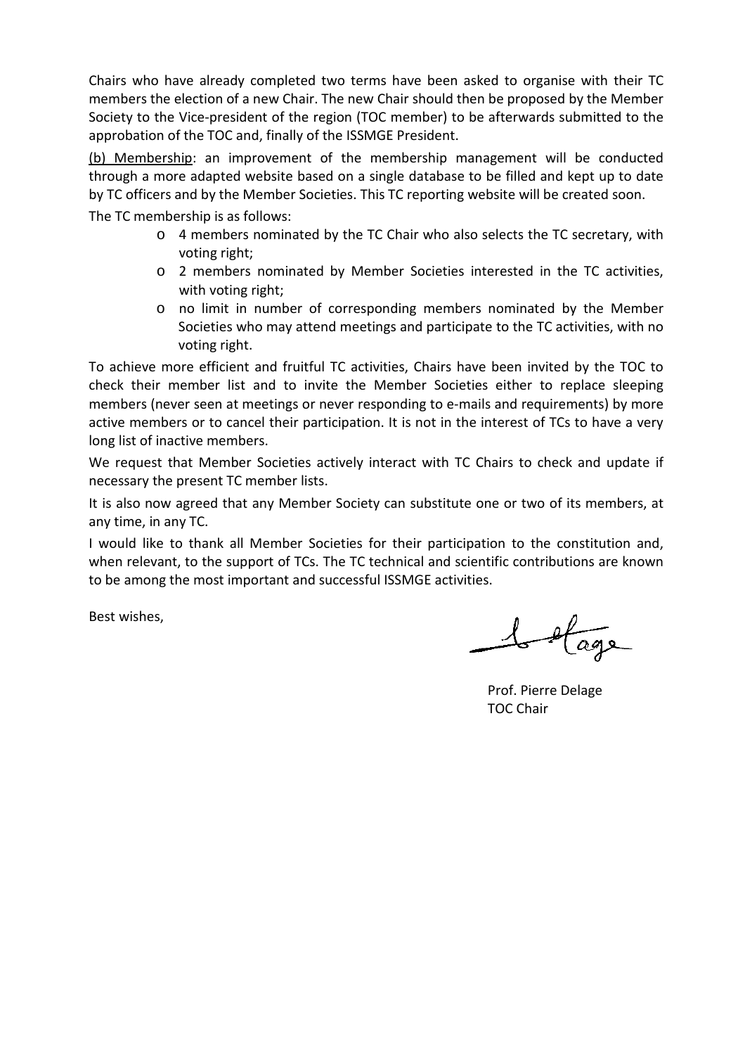Chairs who have already completed two terms have been asked to organise with their TC members the election of a new Chair. The new Chair should then be proposed by the Member Society to the Vice-president of the region (TOC member) to be afterwards submitted to the approbation of the TOC and, finally of the ISSMGE President.

(b) Membership: an improvement of the membership management will be conducted through a more adapted website based on a single database to be filled and kept up to date by TC officers and by the Member Societies. This TC reporting website will be created soon.

The TC membership is as follows:

- 4 members nominated by the TC Chair who also selects the TC secretary, with voting right;
- 2 members nominated by Member Societies interested in the TC activities, with voting right;
- no limit in number of corresponding members nominated by the Member Societies who may attend meetings and participate to the TC activities, with no voting right.

To achieve more efficient and fruitful TC activities, Chairs have been invited by the TOC to check their member list and to invite the Member Societies either to replace sleeping members (never seen at meetings or never responding to e-mails and requirements) by more active members or to cancel their participation. It is not in the interest of TCs to have a very long list of inactive members.

We request that Member Societies actively interact with TC Chairs to check and update if necessary the present TC member lists.

It is also now agreed that any Member Society can substitute one or two of its members, at any time, in any TC.

I would like to thank all Member Societies for their participation to the constitution and, when relevant, to the support of TCs. The TC technical and scientific contributions are known to be among the most important and successful ISSMGE activities.

Best wishes,

Prof. Pierre Delage
TOC Chair